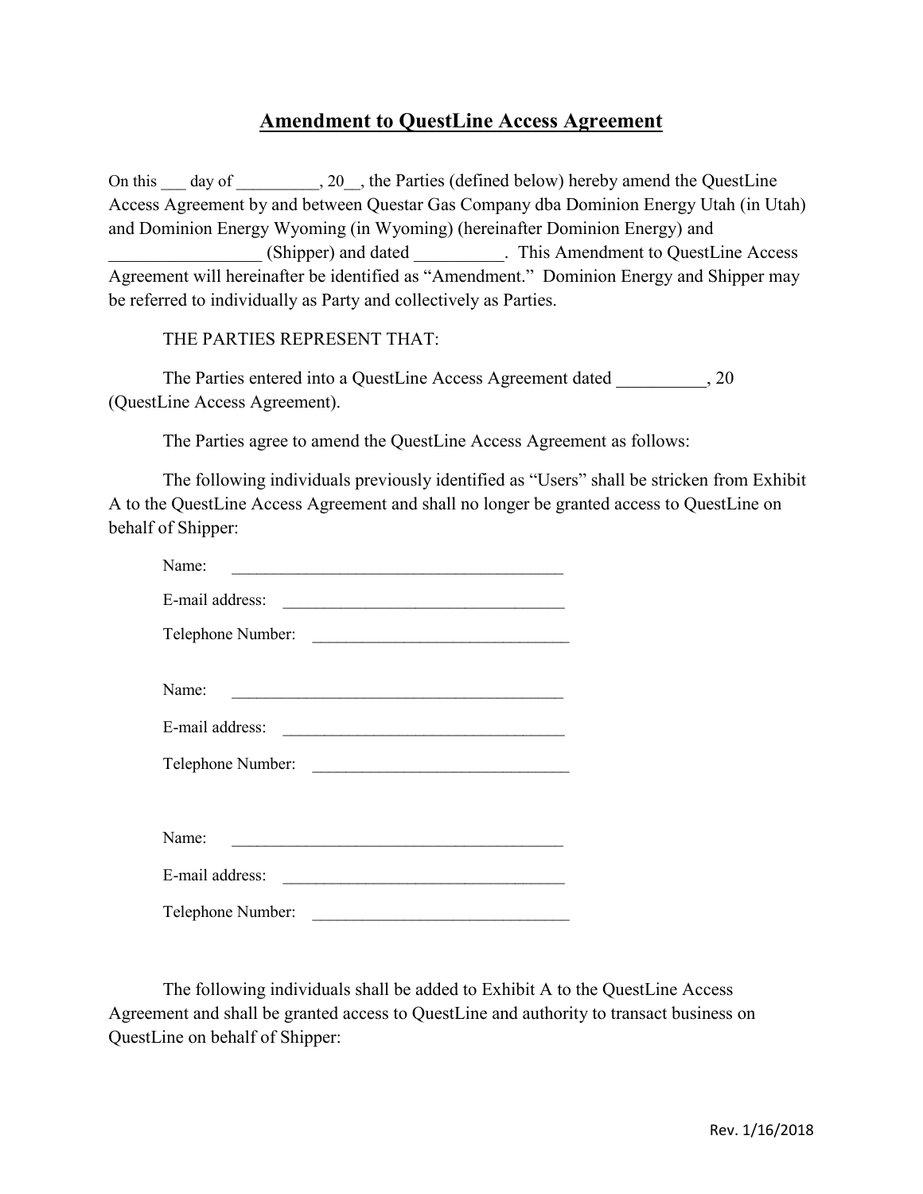# Amendment to QuestLine Access Agreement

On this ___ day of __________, 20__, the Parties (defined below) hereby amend the QuestLine Access Agreement by and between Questar Gas Company dba Dominion Energy Utah (in Utah) and Dominion Energy Wyoming (in Wyoming) (hereinafter Dominion Energy) and _________________ (Shipper) and dated __________. This Amendment to QuestLine Access Agreement will hereinafter be identified as "Amendment." Dominion Energy and Shipper may be referred to individually as Party and collectively as Parties.

THE PARTIES REPRESENT THAT:

The Parties entered into a QuestLine Access Agreement dated __________, 20 (QuestLine Access Agreement).

The Parties agree to amend the QuestLine Access Agreement as follows:

The following individuals previously identified as "Users" shall be stricken from Exhibit A to the QuestLine Access Agreement and shall no longer be granted access to QuestLine on behalf of Shipper:

Name: ________________________________________

E-mail address: __________________________________

Telephone Number: ______________________________

Name: ________________________________________

E-mail address: __________________________________

Telephone Number: ______________________________

Name: ________________________________________

E-mail address: __________________________________

Telephone Number: ______________________________

The following individuals shall be added to Exhibit A to the QuestLine Access Agreement and shall be granted access to QuestLine and authority to transact business on QuestLine on behalf of Shipper:

Rev. 1/16/2018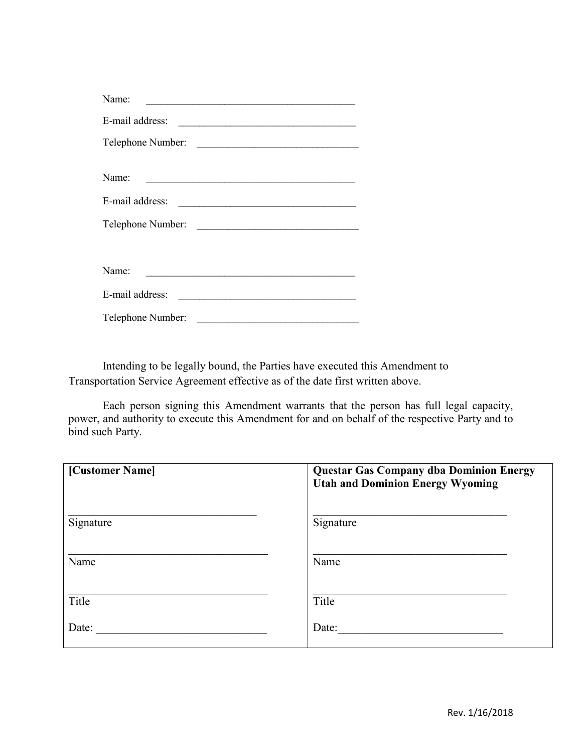Name: ________________________________________

E-mail address: __________________________________

Telephone Number: ______________________________

Name: ________________________________________

E-mail address: __________________________________

Telephone Number: ______________________________

Name: ________________________________________

E-mail address: __________________________________

Telephone Number: ______________________________

Intending to be legally bound, the Parties have executed this Amendment to Transportation Service Agreement effective as of the date first written above.

Each person signing this Amendment warrants that the person has full legal capacity, power, and authority to execute this Amendment for and on behalf of the respective Party and to bind such Party.

| | |
|---|---|
| **[Customer Name]** | **Questar Gas Company dba Dominion Energy Utah and Dominion Energy Wyoming** |
| _________________________________<br>Signature | _________________________________<br>Signature |
| _________________________________<br>Name | _________________________________<br>Name |
| _________________________________<br>Title | _________________________________<br>Title |
| Date: _____________________________ | Date: _____________________________ |

Rev. 1/16/2018